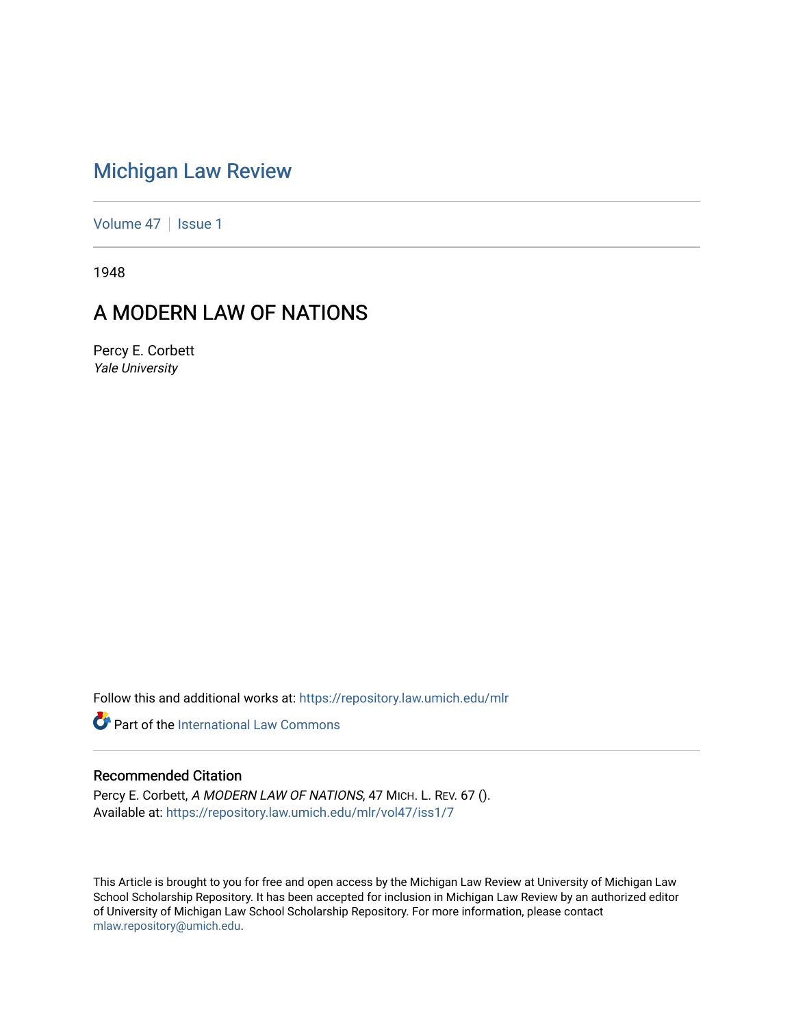# Michigan Law Review

Volume 47 | Issue 1

1948

## A MODERN LAW OF NATIONS

Percy E. Corbett
*Yale University*

Follow this and additional works at: https://repository.law.umich.edu/mlr

Part of the International Law Commons

### Recommended Citation

Percy E. Corbett, *A MODERN LAW OF NATIONS*, 47 MICH. L. REV. 67 ().
Available at: https://repository.law.umich.edu/mlr/vol47/iss1/7

This Article is brought to you for free and open access by the Michigan Law Review at University of Michigan Law School Scholarship Repository. It has been accepted for inclusion in Michigan Law Review by an authorized editor of University of Michigan Law School Scholarship Repository. For more information, please contact mlaw.repository@umich.edu.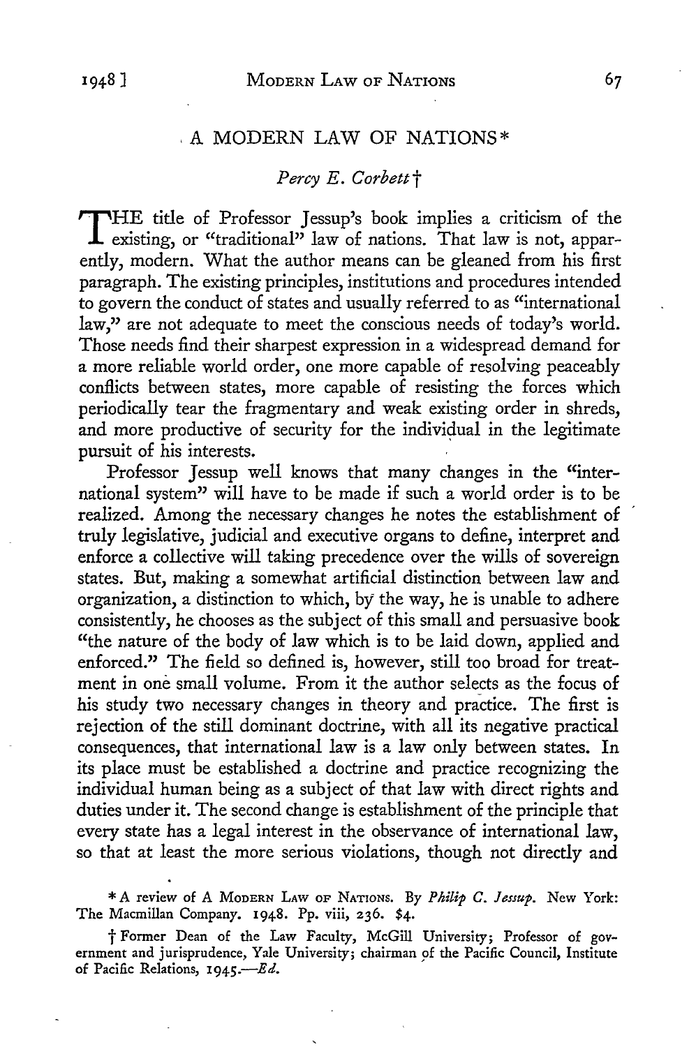# A MODERN LAW OF NATIONS*

*Percy E. Corbett*†

THE title of Professor Jessup's book implies a criticism of the existing, or "traditional" law of nations. That law is not, apparently, modern. What the author means can be gleaned from his first paragraph. The existing principles, institutions and procedures intended to govern the conduct of states and usually referred to as "international law," are not adequate to meet the conscious needs of today's world. Those needs find their sharpest expression in a widespread demand for a more reliable world order, one more capable of resolving peaceably conflicts between states, more capable of resisting the forces which periodically tear the fragmentary and weak existing order in shreds, and more productive of security for the individual in the legitimate pursuit of his interests.

Professor Jessup well knows that many changes in the "international system" will have to be made if such a world order is to be realized. Among the necessary changes he notes the establishment of truly legislative, judicial and executive organs to define, interpret and enforce a collective will taking precedence over the wills of sovereign states. But, making a somewhat artificial distinction between law and organization, a distinction to which, by the way, he is unable to adhere consistently, he chooses as the subject of this small and persuasive book "the nature of the body of law which is to be laid down, applied and enforced." The field so defined is, however, still too broad for treatment in one small volume. From it the author selects as the focus of his study two necessary changes in theory and practice. The first is rejection of the still dominant doctrine, with all its negative practical consequences, that international law is a law only between states. In its place must be established a doctrine and practice recognizing the individual human being as a subject of that law with direct rights and duties under it. The second change is establishment of the principle that every state has a legal interest in the observance of international law, so that at least the more serious violations, though not directly and

\* A review of A MODERN LAW OF NATIONS. By *Philip C. Jessup*. New York: The Macmillan Company. 1948. Pp. viii, 236. $4.

† Former Dean of the Law Faculty, McGill University; Professor of government and jurisprudence, Yale University; chairman of the Pacific Council, Institute of Pacific Relations, 1945.—*Ed.*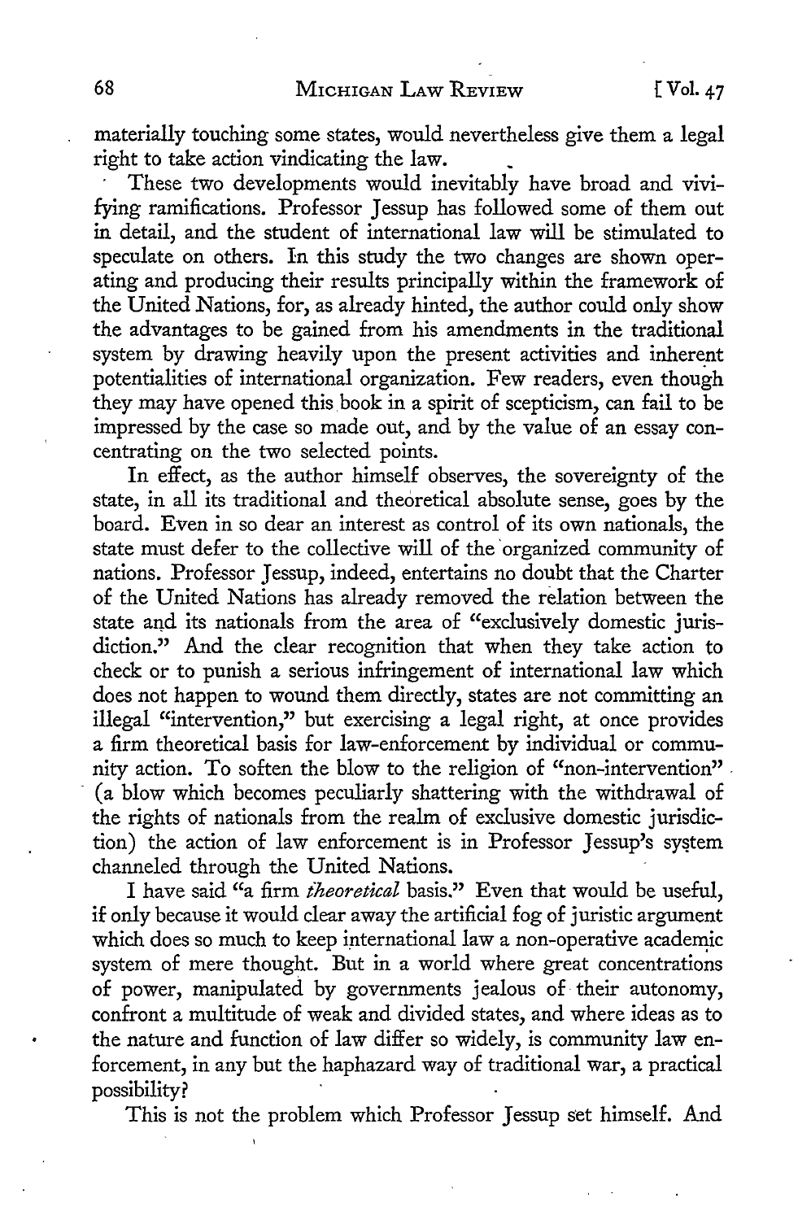materially touching some states, would nevertheless give them a legal right to take action vindicating the law.

These two developments would inevitably have broad and vivifying ramifications. Professor Jessup has followed some of them out in detail, and the student of international law will be stimulated to speculate on others. In this study the two changes are shown operating and producing their results principally within the framework of the United Nations, for, as already hinted, the author could only show the advantages to be gained from his amendments in the traditional system by drawing heavily upon the present activities and inherent potentialities of international organization. Few readers, even though they may have opened this book in a spirit of scepticism, can fail to be impressed by the case so made out, and by the value of an essay concentrating on the two selected points.

In effect, as the author himself observes, the sovereignty of the state, in all its traditional and theoretical absolute sense, goes by the board. Even in so dear an interest as control of its own nationals, the state must defer to the collective will of the organized community of nations. Professor Jessup, indeed, entertains no doubt that the Charter of the United Nations has already removed the relation between the state and its nationals from the area of "exclusively domestic jurisdiction." And the clear recognition that when they take action to check or to punish a serious infringement of international law which does not happen to wound them directly, states are not committing an illegal "intervention," but exercising a legal right, at once provides a firm theoretical basis for law-enforcement by individual or community action. To soften the blow to the religion of "non-intervention" (a blow which becomes peculiarly shattering with the withdrawal of the rights of nationals from the realm of exclusive domestic jurisdiction) the action of law enforcement is in Professor Jessup's system channeled through the United Nations.

I have said "a firm *theoretical* basis." Even that would be useful, if only because it would clear away the artificial fog of juristic argument which does so much to keep international law a non-operative academic system of mere thought. But in a world where great concentrations of power, manipulated by governments jealous of their autonomy, confront a multitude of weak and divided states, and where ideas as to the nature and function of law differ so widely, is community law enforcement, in any but the haphazard way of traditional war, a practical possibility?

This is not the problem which Professor Jessup set himself. And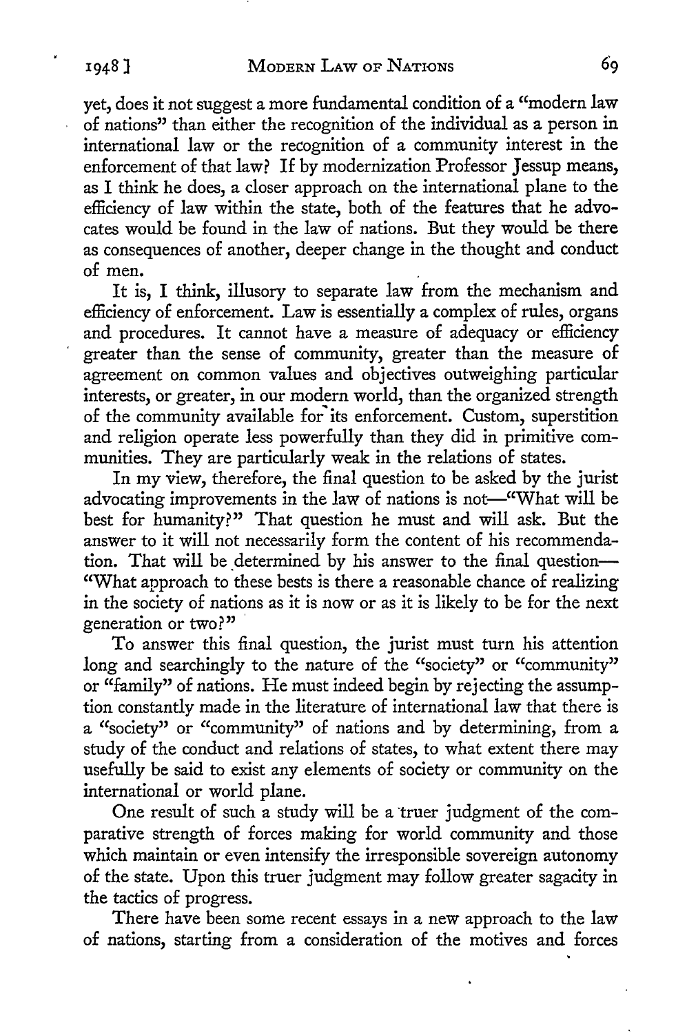yet, does it not suggest a more fundamental condition of a "modern law of nations" than either the recognition of the individual as a person in international law or the recognition of a community interest in the enforcement of that law? If by modernization Professor Jessup means, as I think he does, a closer approach on the international plane to the efficiency of law within the state, both of the features that he advocates would be found in the law of nations. But they would be there as consequences of another, deeper change in the thought and conduct of men.

It is, I think, illusory to separate law from the mechanism and efficiency of enforcement. Law is essentially a complex of rules, organs and procedures. It cannot have a measure of adequacy or efficiency greater than the sense of community, greater than the measure of agreement on common values and objectives outweighing particular interests, or greater, in our modern world, than the organized strength of the community available for its enforcement. Custom, superstition and religion operate less powerfully than they did in primitive communities. They are particularly weak in the relations of states.

In my view, therefore, the final question to be asked by the jurist advocating improvements in the law of nations is not—"What will be best for humanity?" That question he must and will ask. But the answer to it will not necessarily form the content of his recommendation. That will be determined by his answer to the final question—"What approach to these bests is there a reasonable chance of realizing in the society of nations as it is now or as it is likely to be for the next generation or two?"

To answer this final question, the jurist must turn his attention long and searchingly to the nature of the "society" or "community" or "family" of nations. He must indeed begin by rejecting the assumption constantly made in the literature of international law that there is a "society" or "community" of nations and by determining, from a study of the conduct and relations of states, to what extent there may usefully be said to exist any elements of society or community on the international or world plane.

One result of such a study will be a truer judgment of the comparative strength of forces making for world community and those which maintain or even intensify the irresponsible sovereign autonomy of the state. Upon this truer judgment may follow greater sagacity in the tactics of progress.

There have been some recent essays in a new approach to the law of nations, starting from a consideration of the motives and forces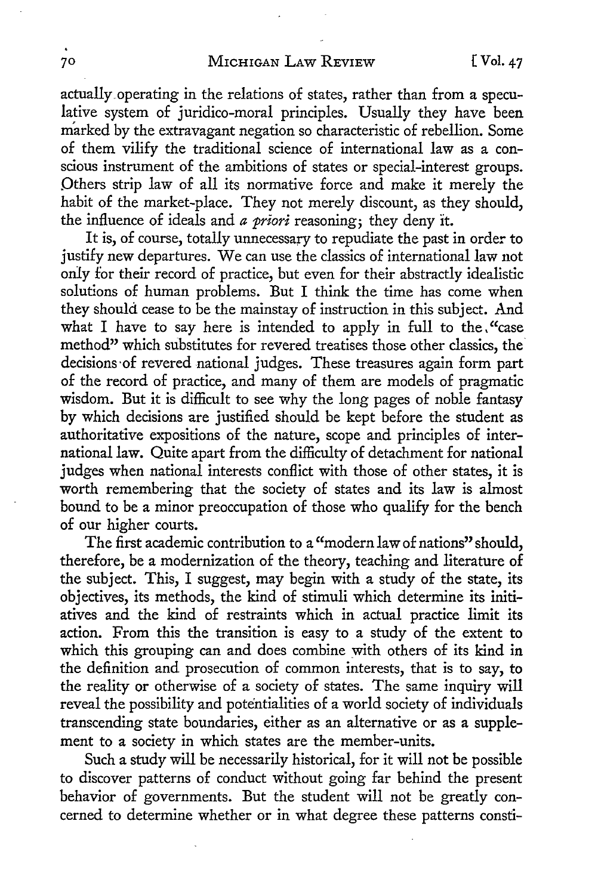actually operating in the relations of states, rather than from a speculative system of juridico-moral principles. Usually they have been marked by the extravagant negation so characteristic of rebellion. Some of them vilify the traditional science of international law as a conscious instrument of the ambitions of states or special-interest groups. Others strip law of all its normative force and make it merely the habit of the market-place. They not merely discount, as they should, the influence of ideals and *a priori* reasoning; they deny it.

It is, of course, totally unnecessary to repudiate the past in order to justify new departures. We can use the classics of international law not only for their record of practice, but even for their abstractly idealistic solutions of human problems. But I think the time has come when they should cease to be the mainstay of instruction in this subject. And what I have to say here is intended to apply in full to the "case method" which substitutes for revered treatises those other classics, the decisions of revered national judges. These treasures again form part of the record of practice, and many of them are models of pragmatic wisdom. But it is difficult to see why the long pages of noble fantasy by which decisions are justified should be kept before the student as authoritative expositions of the nature, scope and principles of international law. Quite apart from the difficulty of detachment for national judges when national interests conflict with those of other states, it is worth remembering that the society of states and its law is almost bound to be a minor preoccupation of those who qualify for the bench of our higher courts.

The first academic contribution to a "modern law of nations" should, therefore, be a modernization of the theory, teaching and literature of the subject. This, I suggest, may begin with a study of the state, its objectives, its methods, the kind of stimuli which determine its initiatives and the kind of restraints which in actual practice limit its action. From this the transition is easy to a study of the extent to which this grouping can and does combine with others of its kind in the definition and prosecution of common interests, that is to say, to the reality or otherwise of a society of states. The same inquiry will reveal the possibility and potentialities of a world society of individuals transcending state boundaries, either as an alternative or as a supplement to a society in which states are the member-units.

Such a study will be necessarily historical, for it will not be possible to discover patterns of conduct without going far behind the present behavior of governments. But the student will not be greatly concerned to determine whether or in what degree these patterns consti-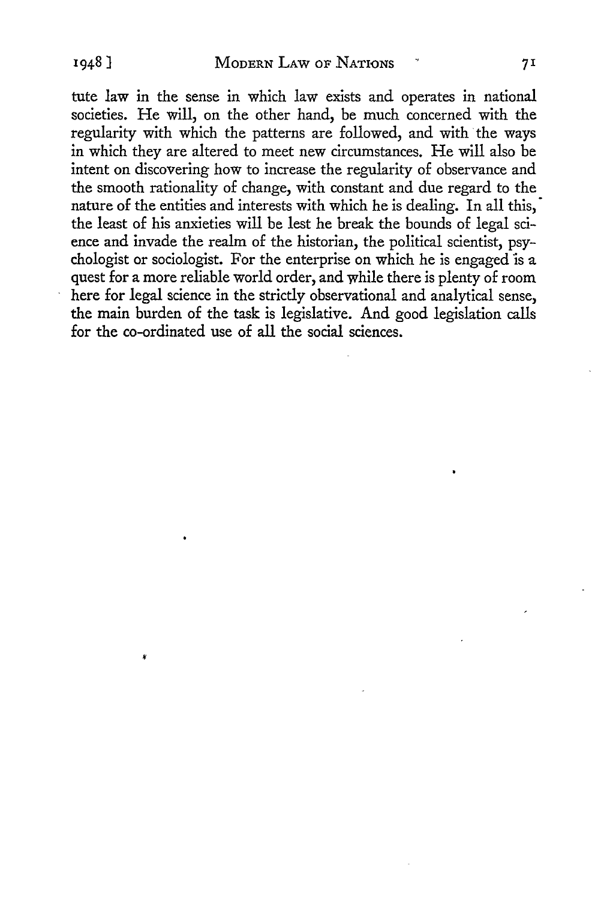tute law in the sense in which law exists and operates in national societies. He will, on the other hand, be much concerned with the regularity with which the patterns are followed, and with the ways in which they are altered to meet new circumstances. He will also be intent on discovering how to increase the regularity of observance and the smooth rationality of change, with constant and due regard to the nature of the entities and interests with which he is dealing. In all this, the least of his anxieties will be lest he break the bounds of legal science and invade the realm of the historian, the political scientist, psychologist or sociologist. For the enterprise on which he is engaged is a quest for a more reliable world order, and while there is plenty of room here for legal science in the strictly observational and analytical sense, the main burden of the task is legislative. And good legislation calls for the co-ordinated use of all the social sciences.